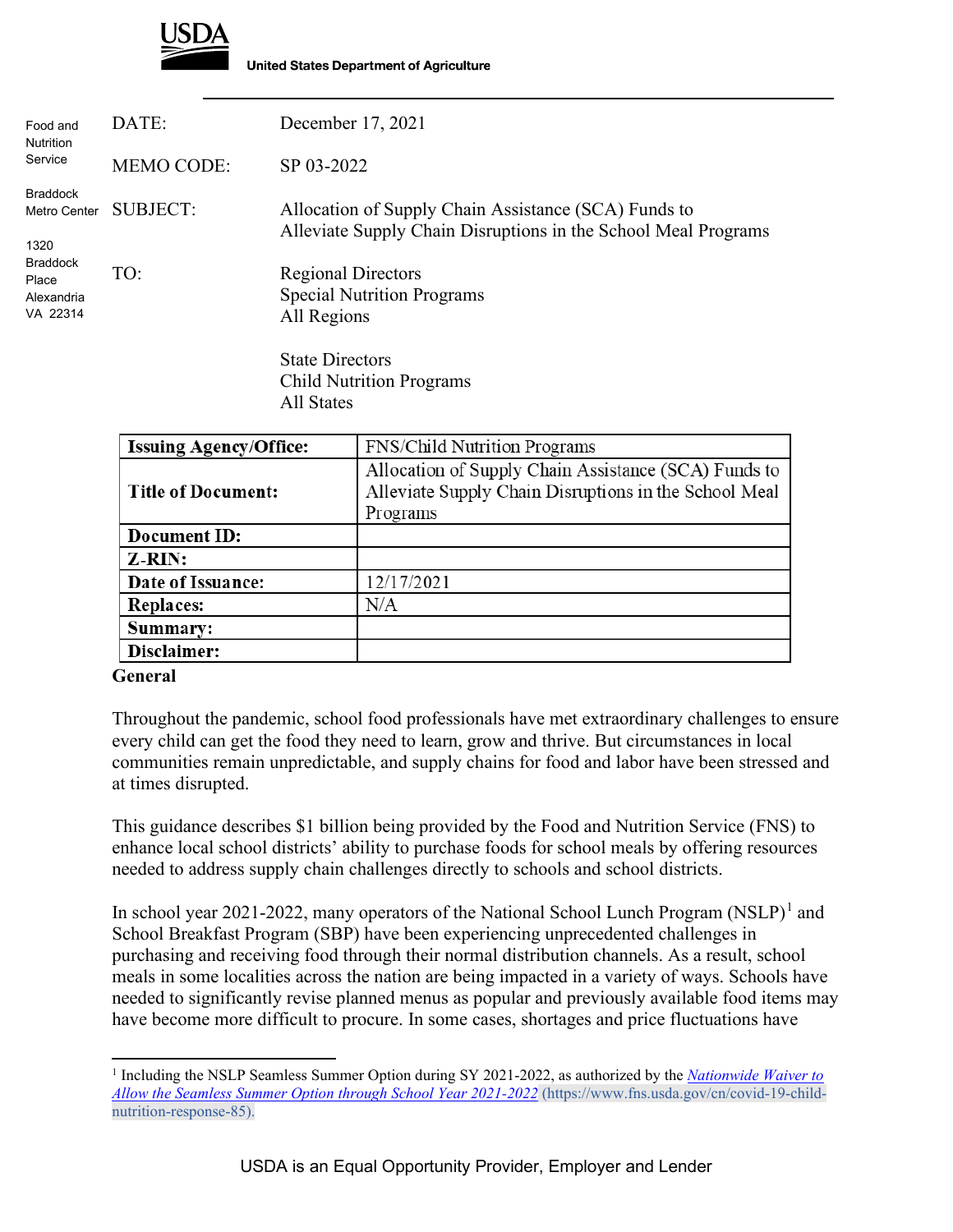USDA

United States Department of Agriculture

Food and Nutrition Service

Braddock Metro Center

1320 Braddock Place
Alexandria VA 22314

DATE: December 17, 2021

MEMO CODE: SP 03-2022

SUBJECT: Allocation of Supply Chain Assistance (SCA) Funds to Alleviate Supply Chain Disruptions in the School Meal Programs

TO: Regional Directors
Special Nutrition Programs
All Regions

State Directors
Child Nutrition Programs
All States

| **Issuing Agency/Office:** | FNS/Child Nutrition Programs |
|---|---|
| **Title of Document:** | Allocation of Supply Chain Assistance (SCA) Funds to Alleviate Supply Chain Disruptions in the School Meal Programs |
| **Document ID:** | |
| **Z-RIN:** | |
| **Date of Issuance:** | 12/17/2021 |
| **Replaces:** | N/A |
| **Summary:** | |
| **Disclaimer:** | |

**General**

Throughout the pandemic, school food professionals have met extraordinary challenges to ensure every child can get the food they need to learn, grow and thrive. But circumstances in local communities remain unpredictable, and supply chains for food and labor have been stressed and at times disrupted.

This guidance describes $1 billion being provided by the Food and Nutrition Service (FNS) to enhance local school districts' ability to purchase foods for school meals by offering resources needed to address supply chain challenges directly to schools and school districts.

In school year 2021-2022, many operators of the National School Lunch Program (NSLP)[1] and School Breakfast Program (SBP) have been experiencing unprecedented challenges in purchasing and receiving food through their normal distribution channels. As a result, school meals in some localities across the nation are being impacted in a variety of ways. Schools have needed to significantly revise planned menus as popular and previously available food items may have become more difficult to procure. In some cases, shortages and price fluctuations have

[1] Including the NSLP Seamless Summer Option during SY 2021-2022, as authorized by the *Nationwide Waiver to Allow the Seamless Summer Option through School Year 2021-2022* (https://www.fns.usda.gov/cn/covid-19-child-nutrition-response-85).

USDA is an Equal Opportunity Provider, Employer and Lender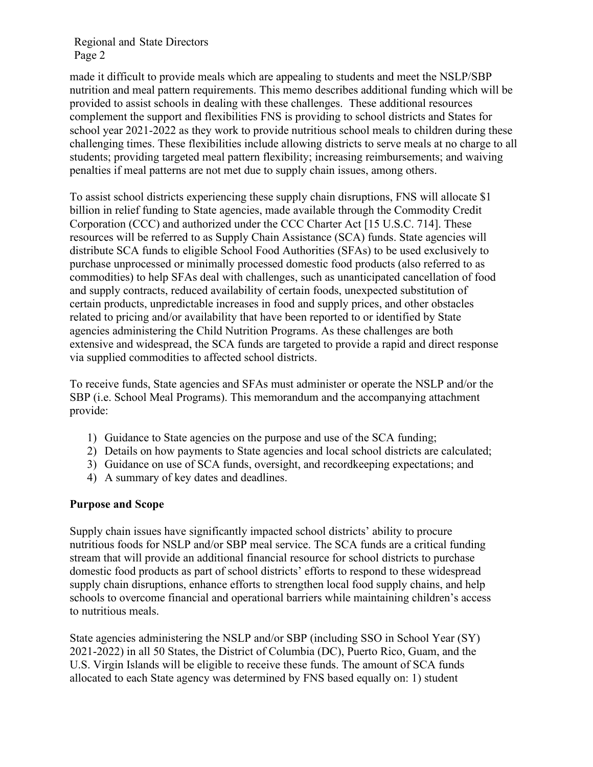made it difficult to provide meals which are appealing to students and meet the NSLP/SBP nutrition and meal pattern requirements. This memo describes additional funding which will be provided to assist schools in dealing with these challenges. These additional resources complement the support and flexibilities FNS is providing to school districts and States for school year 2021-2022 as they work to provide nutritious school meals to children during these challenging times. These flexibilities include allowing districts to serve meals at no charge to all students; providing targeted meal pattern flexibility; increasing reimbursements; and waiving penalties if meal patterns are not met due to supply chain issues, among others.

To assist school districts experiencing these supply chain disruptions, FNS will allocate $1 billion in relief funding to State agencies, made available through the Commodity Credit Corporation (CCC) and authorized under the CCC Charter Act [15 U.S.C. 714]. These resources will be referred to as Supply Chain Assistance (SCA) funds. State agencies will distribute SCA funds to eligible School Food Authorities (SFAs) to be used exclusively to purchase unprocessed or minimally processed domestic food products (also referred to as commodities) to help SFAs deal with challenges, such as unanticipated cancellation of food and supply contracts, reduced availability of certain foods, unexpected substitution of certain products, unpredictable increases in food and supply prices, and other obstacles related to pricing and/or availability that have been reported to or identified by State agencies administering the Child Nutrition Programs. As these challenges are both extensive and widespread, the SCA funds are targeted to provide a rapid and direct response via supplied commodities to affected school districts.

To receive funds, State agencies and SFAs must administer or operate the NSLP and/or the SBP (i.e. School Meal Programs). This memorandum and the accompanying attachment provide:

1) Guidance to State agencies on the purpose and use of the SCA funding;
2) Details on how payments to State agencies and local school districts are calculated;
3) Guidance on use of SCA funds, oversight, and recordkeeping expectations; and
4) A summary of key dates and deadlines.

**Purpose and Scope**

Supply chain issues have significantly impacted school districts' ability to procure nutritious foods for NSLP and/or SBP meal service. The SCA funds are a critical funding stream that will provide an additional financial resource for school districts to purchase domestic food products as part of school districts' efforts to respond to these widespread supply chain disruptions, enhance efforts to strengthen local food supply chains, and help schools to overcome financial and operational barriers while maintaining children's access to nutritious meals.

State agencies administering the NSLP and/or SBP (including SSO in School Year (SY) 2021-2022) in all 50 States, the District of Columbia (DC), Puerto Rico, Guam, and the U.S. Virgin Islands will be eligible to receive these funds. The amount of SCA funds allocated to each State agency was determined by FNS based equally on: 1) student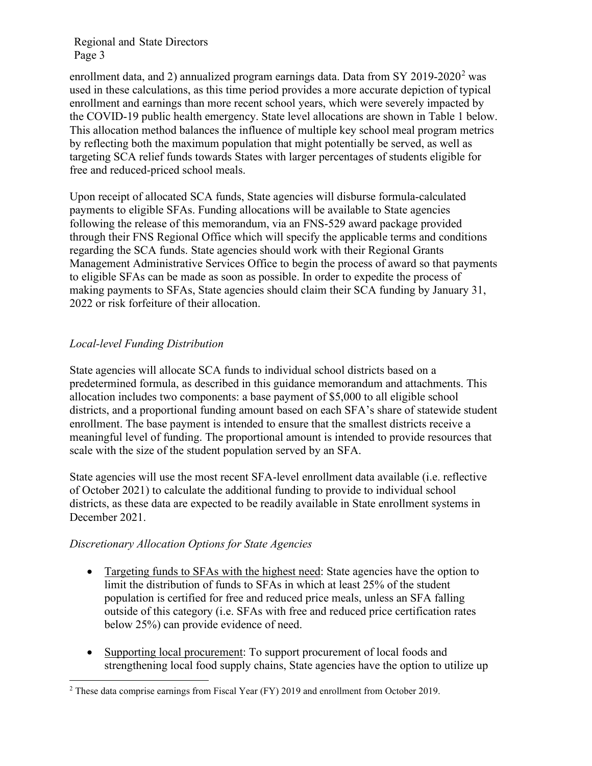enrollment data, and 2) annualized program earnings data. Data from SY 2019-2020[2] was used in these calculations, as this time period provides a more accurate depiction of typical enrollment and earnings than more recent school years, which were severely impacted by the COVID-19 public health emergency. State level allocations are shown in Table 1 below. This allocation method balances the influence of multiple key school meal program metrics by reflecting both the maximum population that might potentially be served, as well as targeting SCA relief funds towards States with larger percentages of students eligible for free and reduced-priced school meals.

Upon receipt of allocated SCA funds, State agencies will disburse formula-calculated payments to eligible SFAs. Funding allocations will be available to State agencies following the release of this memorandum, via an FNS-529 award package provided through their FNS Regional Office which will specify the applicable terms and conditions regarding the SCA funds. State agencies should work with their Regional Grants Management Administrative Services Office to begin the process of award so that payments to eligible SFAs can be made as soon as possible. In order to expedite the process of making payments to SFAs, State agencies should claim their SCA funding by January 31, 2022 or risk forfeiture of their allocation.

*Local-level Funding Distribution*

State agencies will allocate SCA funds to individual school districts based on a predetermined formula, as described in this guidance memorandum and attachments. This allocation includes two components: a base payment of $5,000 to all eligible school districts, and a proportional funding amount based on each SFA's share of statewide student enrollment. The base payment is intended to ensure that the smallest districts receive a meaningful level of funding. The proportional amount is intended to provide resources that scale with the size of the student population served by an SFA.

State agencies will use the most recent SFA-level enrollment data available (i.e. reflective of October 2021) to calculate the additional funding to provide to individual school districts, as these data are expected to be readily available in State enrollment systems in December 2021.

*Discretionary Allocation Options for State Agencies*

- Targeting funds to SFAs with the highest need: State agencies have the option to limit the distribution of funds to SFAs in which at least 25% of the student population is certified for free and reduced price meals, unless an SFA falling outside of this category (i.e. SFAs with free and reduced price certification rates below 25%) can provide evidence of need.

- Supporting local procurement: To support procurement of local foods and strengthening local food supply chains, State agencies have the option to utilize up

[2] These data comprise earnings from Fiscal Year (FY) 2019 and enrollment from October 2019.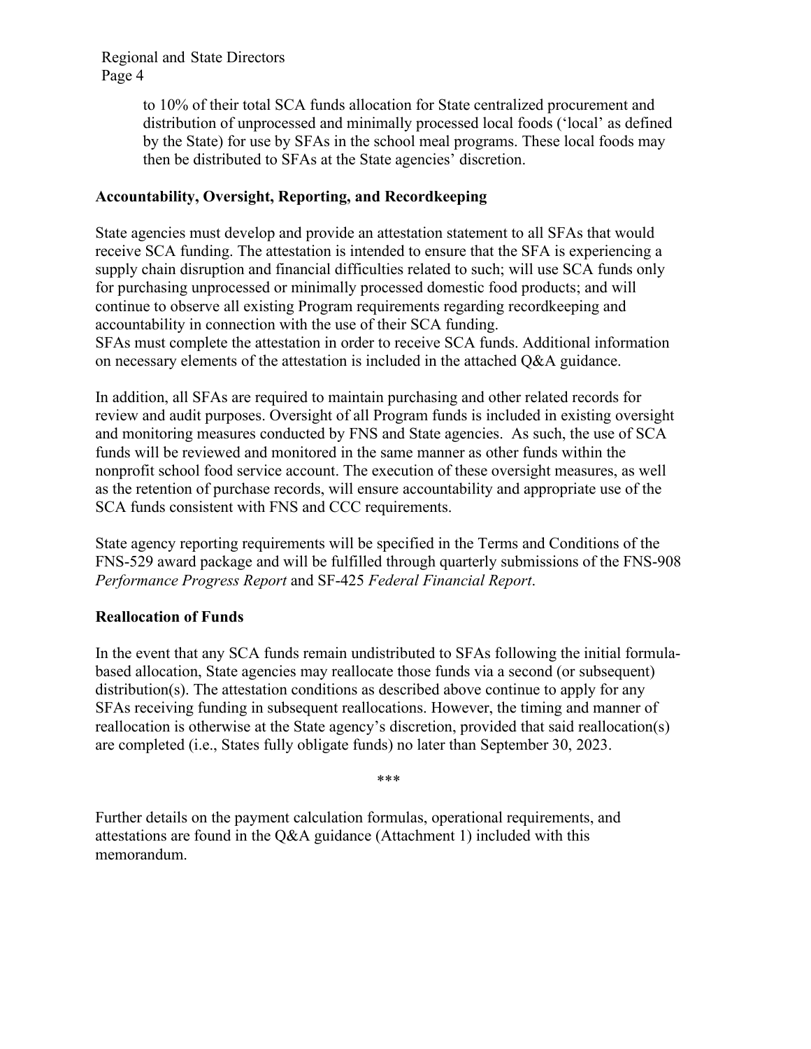to 10% of their total SCA funds allocation for State centralized procurement and distribution of unprocessed and minimally processed local foods ('local' as defined by the State) for use by SFAs in the school meal programs. These local foods may then be distributed to SFAs at the State agencies' discretion.

**Accountability, Oversight, Reporting, and Recordkeeping**

State agencies must develop and provide an attestation statement to all SFAs that would receive SCA funding. The attestation is intended to ensure that the SFA is experiencing a supply chain disruption and financial difficulties related to such; will use SCA funds only for purchasing unprocessed or minimally processed domestic food products; and will continue to observe all existing Program requirements regarding recordkeeping and accountability in connection with the use of their SCA funding.
SFAs must complete the attestation in order to receive SCA funds. Additional information on necessary elements of the attestation is included in the attached Q&A guidance.

In addition, all SFAs are required to maintain purchasing and other related records for review and audit purposes. Oversight of all Program funds is included in existing oversight and monitoring measures conducted by FNS and State agencies. As such, the use of SCA funds will be reviewed and monitored in the same manner as other funds within the nonprofit school food service account. The execution of these oversight measures, as well as the retention of purchase records, will ensure accountability and appropriate use of the SCA funds consistent with FNS and CCC requirements.

State agency reporting requirements will be specified in the Terms and Conditions of the FNS-529 award package and will be fulfilled through quarterly submissions of the FNS-908 *Performance Progress Report* and SF-425 *Federal Financial Report*.

**Reallocation of Funds**

In the event that any SCA funds remain undistributed to SFAs following the initial formula-based allocation, State agencies may reallocate those funds via a second (or subsequent) distribution(s). The attestation conditions as described above continue to apply for any SFAs receiving funding in subsequent reallocations. However, the timing and manner of reallocation is otherwise at the State agency's discretion, provided that said reallocation(s) are completed (i.e., States fully obligate funds) no later than September 30, 2023.

\*\*\*

Further details on the payment calculation formulas, operational requirements, and attestations are found in the Q&A guidance (Attachment 1) included with this memorandum.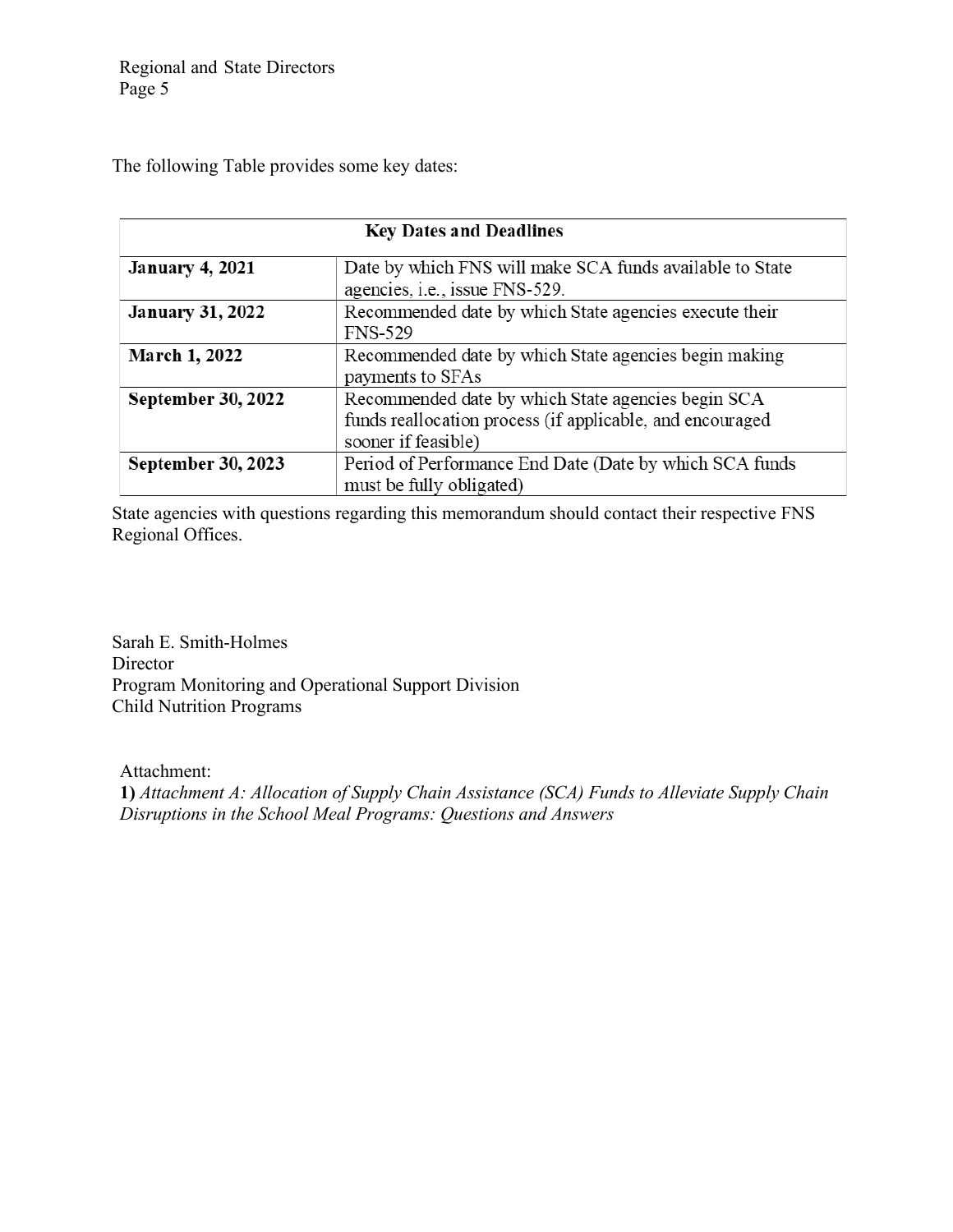The following Table provides some key dates:

| Key Dates and Deadlines | |
|---|---|
| **January 4, 2021** | Date by which FNS will make SCA funds available to State agencies, i.e., issue FNS-529. |
| **January 31, 2022** | Recommended date by which State agencies execute their FNS-529 |
| **March 1, 2022** | Recommended date by which State agencies begin making payments to SFAs |
| **September 30, 2022** | Recommended date by which State agencies begin SCA funds reallocation process (if applicable, and encouraged sooner if feasible) |
| **September 30, 2023** | Period of Performance End Date (Date by which SCA funds must be fully obligated) |

State agencies with questions regarding this memorandum should contact their respective FNS Regional Offices.

Sarah E. Smith-Holmes
Director
Program Monitoring and Operational Support Division
Child Nutrition Programs

Attachment:
**1)** *Attachment A: Allocation of Supply Chain Assistance (SCA) Funds to Alleviate Supply Chain Disruptions in the School Meal Programs: Questions and Answers*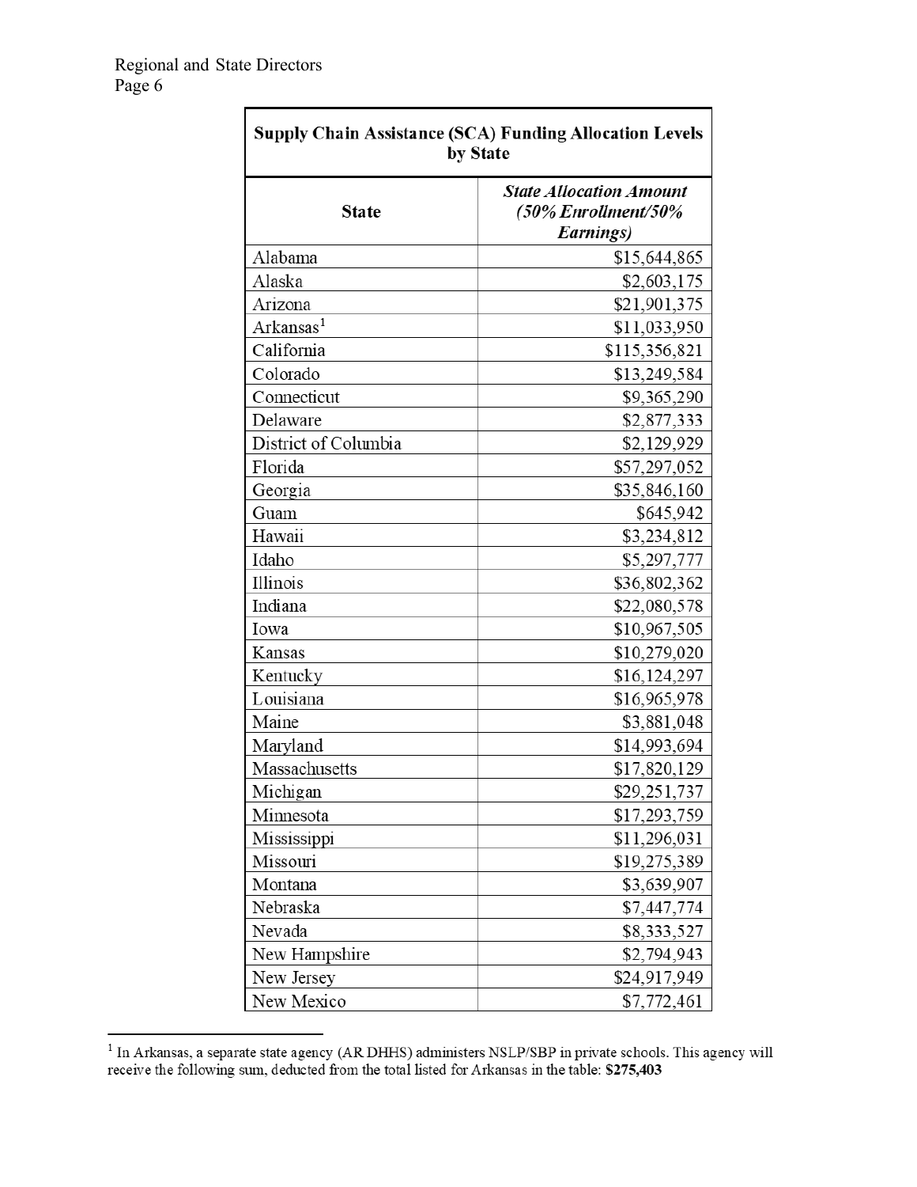| **Supply Chain Assistance (SCA) Funding Allocation Levels by State** | |
|---|---|
| **State** | ***State Allocation Amount (50% Enrollment/50% Earnings)*** |
| Alabama | $15,644,865 |
| Alaska | $2,603,175 |
| Arizona | $21,901,375 |
| Arkansas[1] | $11,033,950 |
| California | $115,356,821 |
| Colorado | $13,249,584 |
| Connecticut | $9,365,290 |
| Delaware | $2,877,333 |
| District of Columbia | $2,129,929 |
| Florida | $57,297,052 |
| Georgia | $35,846,160 |
| Guam | $645,942 |
| Hawaii | $3,234,812 |
| Idaho | $5,297,777 |
| Illinois | $36,802,362 |
| Indiana | $22,080,578 |
| Iowa | $10,967,505 |
| Kansas | $10,279,020 |
| Kentucky | $16,124,297 |
| Louisiana | $16,965,978 |
| Maine | $3,881,048 |
| Maryland | $14,993,694 |
| Massachusetts | $17,820,129 |
| Michigan | $29,251,737 |
| Minnesota | $17,293,759 |
| Mississippi | $11,296,031 |
| Missouri | $19,275,389 |
| Montana | $3,639,907 |
| Nebraska | $7,447,774 |
| Nevada | $8,333,527 |
| New Hampshire | $2,794,943 |
| New Jersey | $24,917,949 |
| New Mexico | $7,772,461 |

[1] In Arkansas, a separate state agency (AR DHHS) administers NSLP/SBP in private schools. This agency will receive the following sum, deducted from the total listed for Arkansas in the table: **$275,403**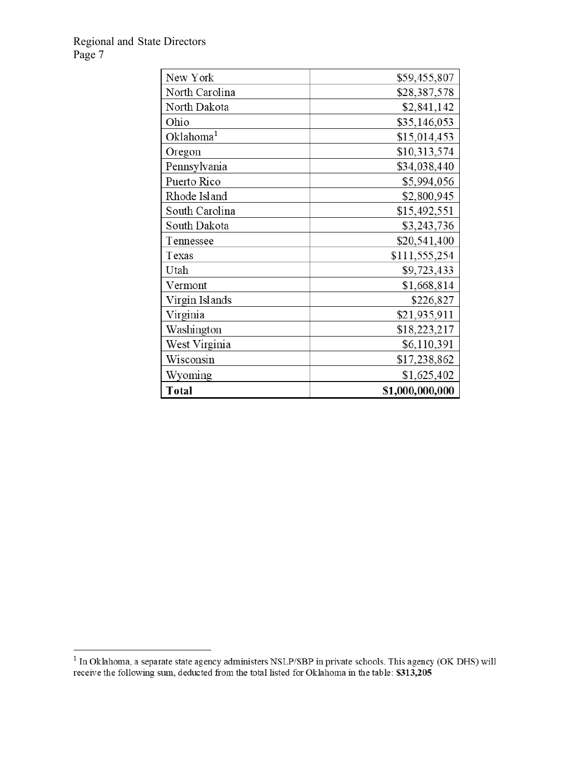| | |
|---|---|
| New York | $59,455,807 |
| North Carolina | $28,387,578 |
| North Dakota | $2,841,142 |
| Ohio | $35,146,053 |
| Oklahoma[1] | $15,014,453 |
| Oregon | $10,313,574 |
| Pennsylvania | $34,038,440 |
| Puerto Rico | $5,994,056 |
| Rhode Island | $2,800,945 |
| South Carolina | $15,492,551 |
| South Dakota | $3,243,736 |
| Tennessee | $20,541,400 |
| Texas | $111,555,254 |
| Utah | $9,723,433 |
| Vermont | $1,668,814 |
| Virgin Islands | $226,827 |
| Virginia | $21,935,911 |
| Washington | $18,223,217 |
| West Virginia | $6,110,391 |
| Wisconsin | $17,238,862 |
| Wyoming | $1,625,402 |
| **Total** | **$1,000,000,000** |

[1] In Oklahoma, a separate state agency administers NSLP/SBP in private schools. This agency (OK DHS) will receive the following sum, deducted from the total listed for Oklahoma in the table: **$313,205**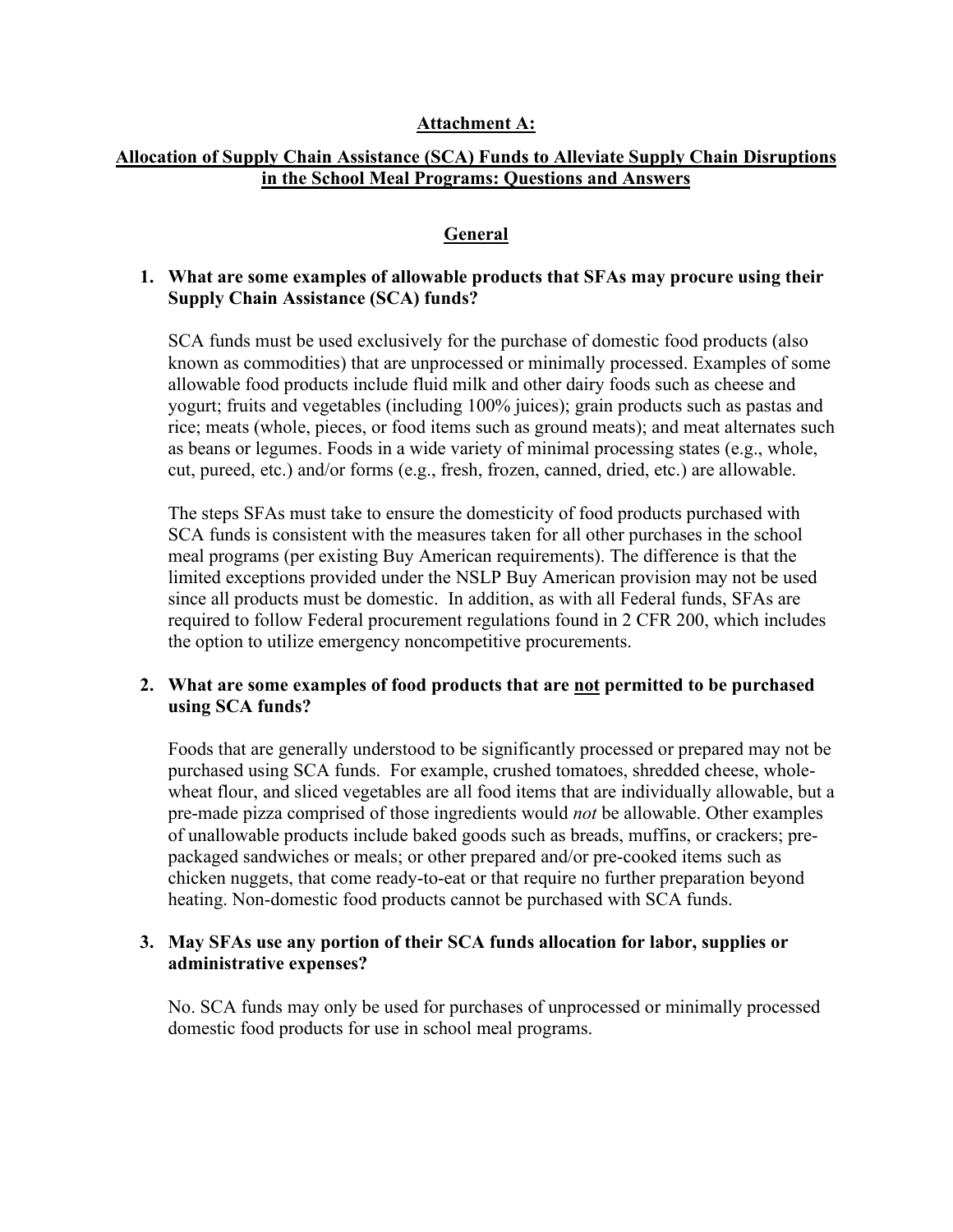**Attachment A:**

## Allocation of Supply Chain Assistance (SCA) Funds to Alleviate Supply Chain Disruptions in the School Meal Programs: Questions and Answers

### General

1. **What are some examples of allowable products that SFAs may procure using their Supply Chain Assistance (SCA) funds?**

   SCA funds must be used exclusively for the purchase of domestic food products (also known as commodities) that are unprocessed or minimally processed. Examples of some allowable food products include fluid milk and other dairy foods such as cheese and yogurt; fruits and vegetables (including 100% juices); grain products such as pastas and rice; meats (whole, pieces, or food items such as ground meats); and meat alternates such as beans or legumes. Foods in a wide variety of minimal processing states (e.g., whole, cut, pureed, etc.) and/or forms (e.g., fresh, frozen, canned, dried, etc.) are allowable.

   The steps SFAs must take to ensure the domesticity of food products purchased with SCA funds is consistent with the measures taken for all other purchases in the school meal programs (per existing Buy American requirements). The difference is that the limited exceptions provided under the NSLP Buy American provision may not be used since all products must be domestic. In addition, as with all Federal funds, SFAs are required to follow Federal procurement regulations found in 2 CFR 200, which includes the option to utilize emergency noncompetitive procurements.

2. **What are some examples of food products that are not permitted to be purchased using SCA funds?**

   Foods that are generally understood to be significantly processed or prepared may not be purchased using SCA funds. For example, crushed tomatoes, shredded cheese, whole-wheat flour, and sliced vegetables are all food items that are individually allowable, but a pre-made pizza comprised of those ingredients would *not* be allowable. Other examples of unallowable products include baked goods such as breads, muffins, or crackers; pre-packaged sandwiches or meals; or other prepared and/or pre-cooked items such as chicken nuggets, that come ready-to-eat or that require no further preparation beyond heating. Non-domestic food products cannot be purchased with SCA funds.

3. **May SFAs use any portion of their SCA funds allocation for labor, supplies or administrative expenses?**

   No. SCA funds may only be used for purchases of unprocessed or minimally processed domestic food products for use in school meal programs.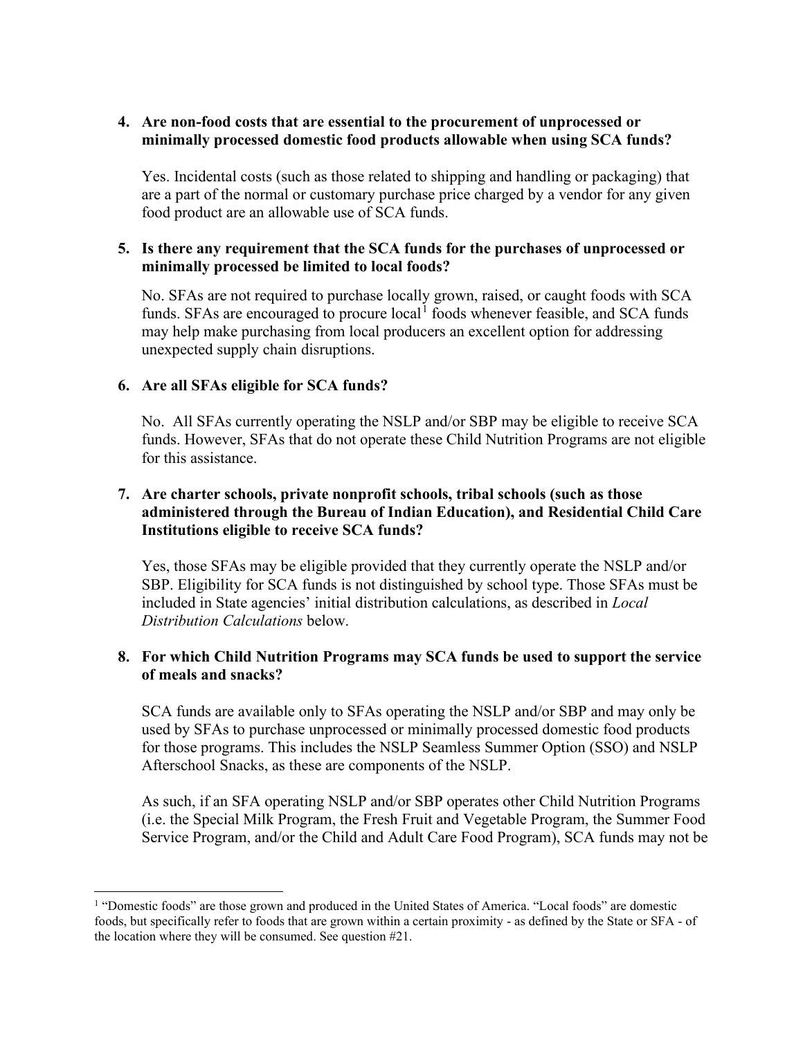**4. Are non-food costs that are essential to the procurement of unprocessed or minimally processed domestic food products allowable when using SCA funds?**

Yes. Incidental costs (such as those related to shipping and handling or packaging) that are a part of the normal or customary purchase price charged by a vendor for any given food product are an allowable use of SCA funds.

**5. Is there any requirement that the SCA funds for the purchases of unprocessed or minimally processed be limited to local foods?**

No. SFAs are not required to purchase locally grown, raised, or caught foods with SCA funds. SFAs are encouraged to procure local[1] foods whenever feasible, and SCA funds may help make purchasing from local producers an excellent option for addressing unexpected supply chain disruptions.

**6. Are all SFAs eligible for SCA funds?**

No. All SFAs currently operating the NSLP and/or SBP may be eligible to receive SCA funds. However, SFAs that do not operate these Child Nutrition Programs are not eligible for this assistance.

**7. Are charter schools, private nonprofit schools, tribal schools (such as those administered through the Bureau of Indian Education), and Residential Child Care Institutions eligible to receive SCA funds?**

Yes, those SFAs may be eligible provided that they currently operate the NSLP and/or SBP. Eligibility for SCA funds is not distinguished by school type. Those SFAs must be included in State agencies' initial distribution calculations, as described in *Local Distribution Calculations* below.

**8. For which Child Nutrition Programs may SCA funds be used to support the service of meals and snacks?**

SCA funds are available only to SFAs operating the NSLP and/or SBP and may only be used by SFAs to purchase unprocessed or minimally processed domestic food products for those programs. This includes the NSLP Seamless Summer Option (SSO) and NSLP Afterschool Snacks, as these are components of the NSLP.

As such, if an SFA operating NSLP and/or SBP operates other Child Nutrition Programs (i.e. the Special Milk Program, the Fresh Fruit and Vegetable Program, the Summer Food Service Program, and/or the Child and Adult Care Food Program), SCA funds may not be

---

[1] "Domestic foods" are those grown and produced in the United States of America. "Local foods" are domestic foods, but specifically refer to foods that are grown within a certain proximity - as defined by the State or SFA - of the location where they will be consumed. See question #21.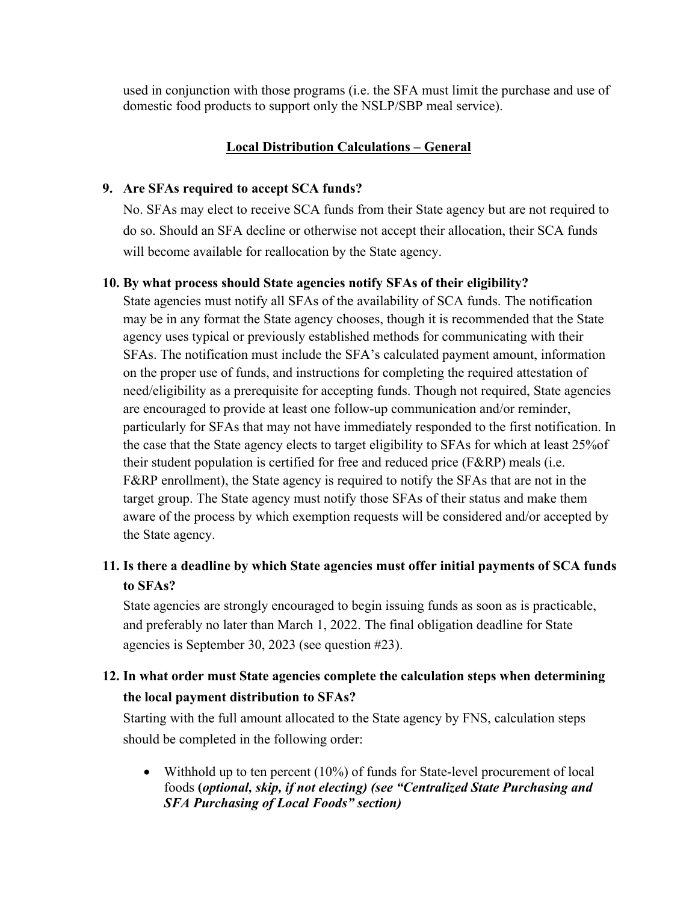used in conjunction with those programs (i.e. the SFA must limit the purchase and use of domestic food products to support only the NSLP/SBP meal service).

## Local Distribution Calculations – General

**9. Are SFAs required to accept SCA funds?**

No. SFAs may elect to receive SCA funds from their State agency but are not required to do so. Should an SFA decline or otherwise not accept their allocation, their SCA funds will become available for reallocation by the State agency.

**10. By what process should State agencies notify SFAs of their eligibility?**

State agencies must notify all SFAs of the availability of SCA funds. The notification may be in any format the State agency chooses, though it is recommended that the State agency uses typical or previously established methods for communicating with their SFAs. The notification must include the SFA's calculated payment amount, information on the proper use of funds, and instructions for completing the required attestation of need/eligibility as a prerequisite for accepting funds. Though not required, State agencies are encouraged to provide at least one follow-up communication and/or reminder, particularly for SFAs that may not have immediately responded to the first notification. In the case that the State agency elects to target eligibility to SFAs for which at least 25%of their student population is certified for free and reduced price (F&RP) meals (i.e. F&RP enrollment), the State agency is required to notify the SFAs that are not in the target group. The State agency must notify those SFAs of their status and make them aware of the process by which exemption requests will be considered and/or accepted by the State agency.

**11. Is there a deadline by which State agencies must offer initial payments of SCA funds to SFAs?**

State agencies are strongly encouraged to begin issuing funds as soon as is practicable, and preferably no later than March 1, 2022. The final obligation deadline for State agencies is September 30, 2023 (see question #23).

**12. In what order must State agencies complete the calculation steps when determining the local payment distribution to SFAs?**

Starting with the full amount allocated to the State agency by FNS, calculation steps should be completed in the following order:

- Withhold up to ten percent (10%) of funds for State-level procurement of local foods **(*optional, skip, if not electing) (see "Centralized State Purchasing and SFA Purchasing of Local Foods" section)***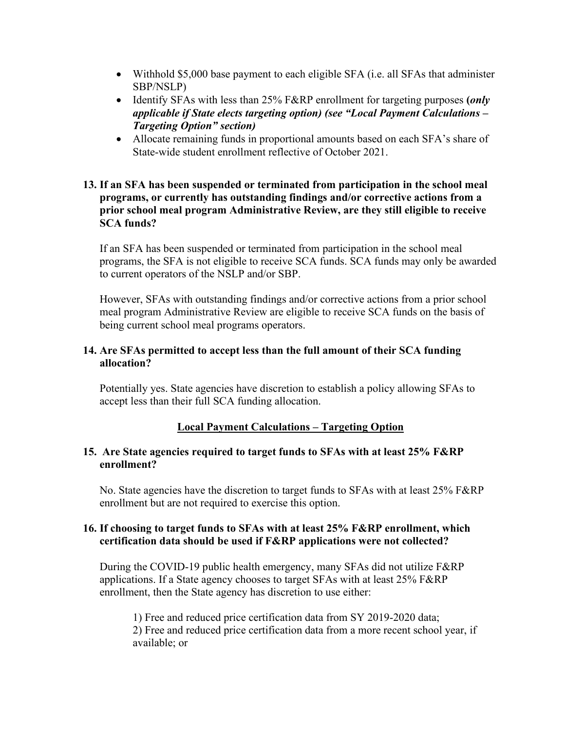- Withhold $5,000 base payment to each eligible SFA (i.e. all SFAs that administer SBP/NSLP)
- Identify SFAs with less than 25% F&RP enrollment for targeting purposes **(*only applicable if State elects targeting option) (see "Local Payment Calculations – Targeting Option" section)***
- Allocate remaining funds in proportional amounts based on each SFA's share of State-wide student enrollment reflective of October 2021.

**13. If an SFA has been suspended or terminated from participation in the school meal programs, or currently has outstanding findings and/or corrective actions from a prior school meal program Administrative Review, are they still eligible to receive SCA funds?**

If an SFA has been suspended or terminated from participation in the school meal programs, the SFA is not eligible to receive SCA funds. SCA funds may only be awarded to current operators of the NSLP and/or SBP.

However, SFAs with outstanding findings and/or corrective actions from a prior school meal program Administrative Review are eligible to receive SCA funds on the basis of being current school meal programs operators.

**14. Are SFAs permitted to accept less than the full amount of their SCA funding allocation?**

Potentially yes. State agencies have discretion to establish a policy allowing SFAs to accept less than their full SCA funding allocation.

## Local Payment Calculations – Targeting Option

**15. Are State agencies required to target funds to SFAs with at least 25% F&RP enrollment?**

No. State agencies have the discretion to target funds to SFAs with at least 25% F&RP enrollment but are not required to exercise this option.

**16. If choosing to target funds to SFAs with at least 25% F&RP enrollment, which certification data should be used if F&RP applications were not collected?**

During the COVID-19 public health emergency, many SFAs did not utilize F&RP applications. If a State agency chooses to target SFAs with at least 25% F&RP enrollment, then the State agency has discretion to use either:

1) Free and reduced price certification data from SY 2019-2020 data;
2) Free and reduced price certification data from a more recent school year, if available; or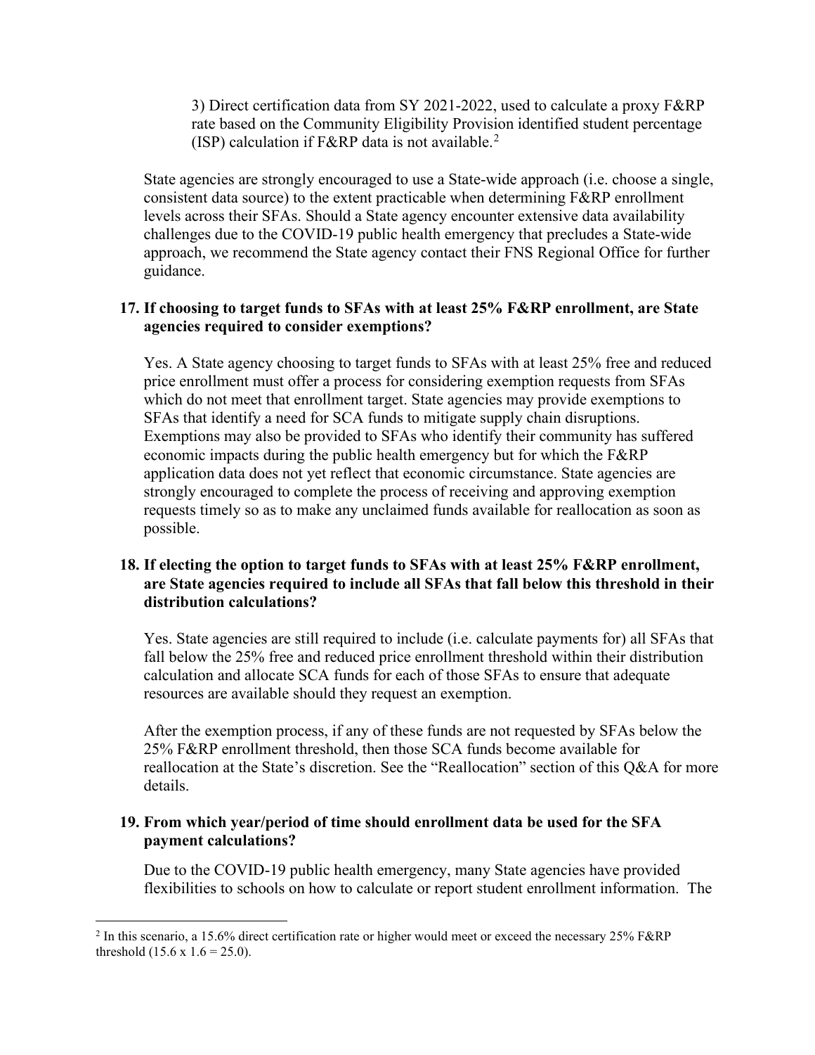3) Direct certification data from SY 2021-2022, used to calculate a proxy F&RP rate based on the Community Eligibility Provision identified student percentage (ISP) calculation if F&RP data is not available.[2]

State agencies are strongly encouraged to use a State-wide approach (i.e. choose a single, consistent data source) to the extent practicable when determining F&RP enrollment levels across their SFAs. Should a State agency encounter extensive data availability challenges due to the COVID-19 public health emergency that precludes a State-wide approach, we recommend the State agency contact their FNS Regional Office for further guidance.

**17. If choosing to target funds to SFAs with at least 25% F&RP enrollment, are State agencies required to consider exemptions?**

Yes. A State agency choosing to target funds to SFAs with at least 25% free and reduced price enrollment must offer a process for considering exemption requests from SFAs which do not meet that enrollment target. State agencies may provide exemptions to SFAs that identify a need for SCA funds to mitigate supply chain disruptions. Exemptions may also be provided to SFAs who identify their community has suffered economic impacts during the public health emergency but for which the F&RP application data does not yet reflect that economic circumstance. State agencies are strongly encouraged to complete the process of receiving and approving exemption requests timely so as to make any unclaimed funds available for reallocation as soon as possible.

**18. If electing the option to target funds to SFAs with at least 25% F&RP enrollment, are State agencies required to include all SFAs that fall below this threshold in their distribution calculations?**

Yes. State agencies are still required to include (i.e. calculate payments for) all SFAs that fall below the 25% free and reduced price enrollment threshold within their distribution calculation and allocate SCA funds for each of those SFAs to ensure that adequate resources are available should they request an exemption.

After the exemption process, if any of these funds are not requested by SFAs below the 25% F&RP enrollment threshold, then those SCA funds become available for reallocation at the State's discretion. See the "Reallocation" section of this Q&A for more details.

**19. From which year/period of time should enrollment data be used for the SFA payment calculations?**

Due to the COVID-19 public health emergency, many State agencies have provided flexibilities to schools on how to calculate or report student enrollment information. The

[2] In this scenario, a 15.6% direct certification rate or higher would meet or exceed the necessary 25% F&RP threshold ($15.6 \times 1.6 = 25.0$).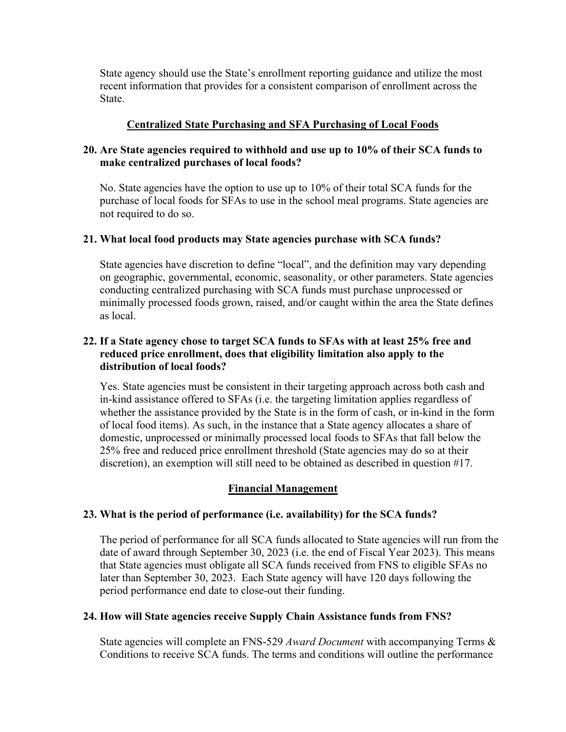State agency should use the State's enrollment reporting guidance and utilize the most recent information that provides for a consistent comparison of enrollment across the State.

## Centralized State Purchasing and SFA Purchasing of Local Foods

**20. Are State agencies required to withhold and use up to 10% of their SCA funds to make centralized purchases of local foods?**

No. State agencies have the option to use up to 10% of their total SCA funds for the purchase of local foods for SFAs to use in the school meal programs. State agencies are not required to do so.

**21. What local food products may State agencies purchase with SCA funds?**

State agencies have discretion to define "local", and the definition may vary depending on geographic, governmental, economic, seasonality, or other parameters. State agencies conducting centralized purchasing with SCA funds must purchase unprocessed or minimally processed foods grown, raised, and/or caught within the area the State defines as local.

**22. If a State agency chose to target SCA funds to SFAs with at least 25% free and reduced price enrollment, does that eligibility limitation also apply to the distribution of local foods?**

Yes. State agencies must be consistent in their targeting approach across both cash and in-kind assistance offered to SFAs (i.e. the targeting limitation applies regardless of whether the assistance provided by the State is in the form of cash, or in-kind in the form of local food items). As such, in the instance that a State agency allocates a share of domestic, unprocessed or minimally processed local foods to SFAs that fall below the 25% free and reduced price enrollment threshold (State agencies may do so at their discretion), an exemption will still need to be obtained as described in question #17.

## Financial Management

**23. What is the period of performance (i.e. availability) for the SCA funds?**

The period of performance for all SCA funds allocated to State agencies will run from the date of award through September 30, 2023 (i.e. the end of Fiscal Year 2023). This means that State agencies must obligate all SCA funds received from FNS to eligible SFAs no later than September 30, 2023. Each State agency will have 120 days following the period performance end date to close-out their funding.

**24. How will State agencies receive Supply Chain Assistance funds from FNS?**

State agencies will complete an FNS-529 *Award Document* with accompanying Terms & Conditions to receive SCA funds. The terms and conditions will outline the performance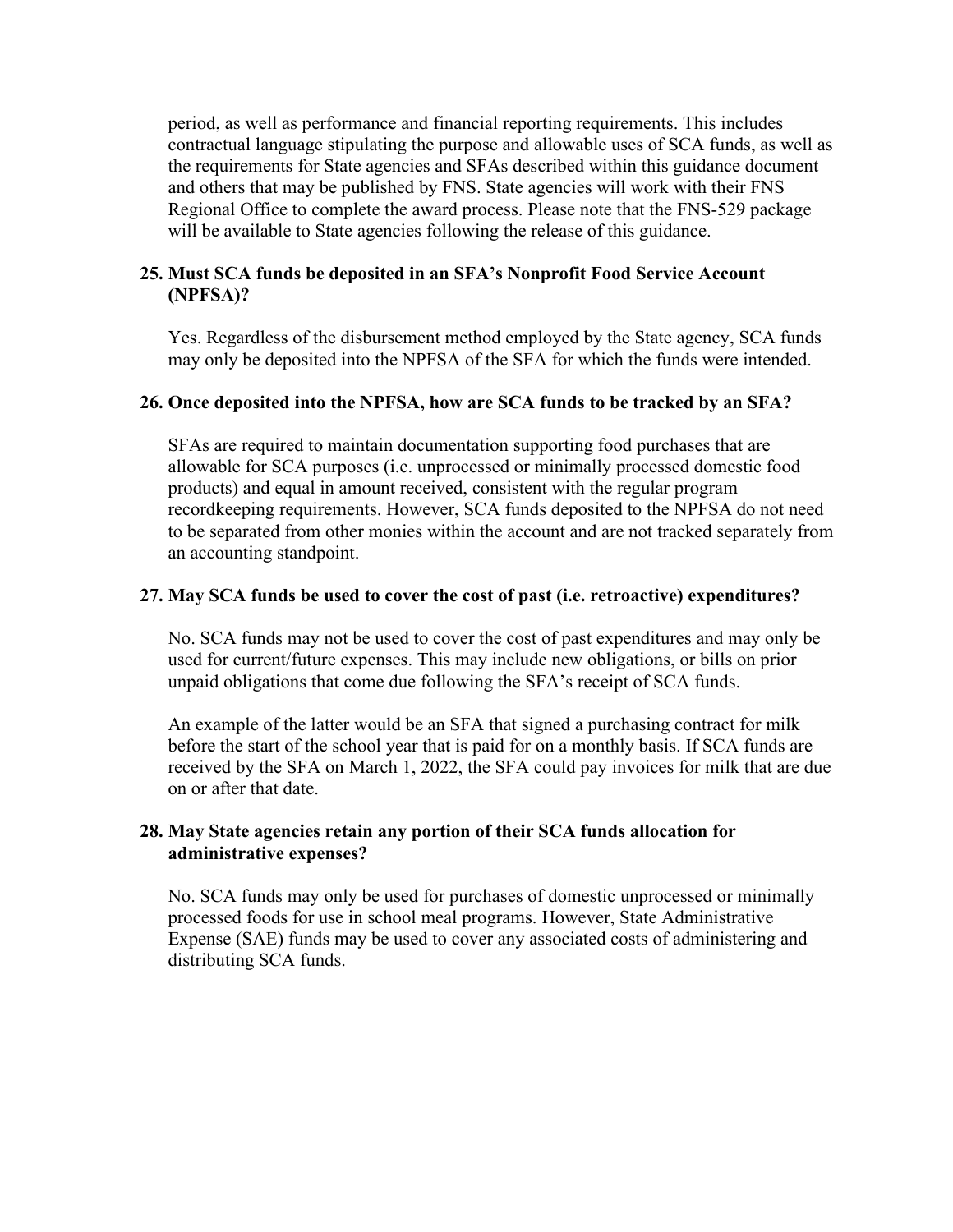period, as well as performance and financial reporting requirements. This includes contractual language stipulating the purpose and allowable uses of SCA funds, as well as the requirements for State agencies and SFAs described within this guidance document and others that may be published by FNS. State agencies will work with their FNS Regional Office to complete the award process. Please note that the FNS-529 package will be available to State agencies following the release of this guidance.

**25. Must SCA funds be deposited in an SFA's Nonprofit Food Service Account (NPFSA)?**

Yes. Regardless of the disbursement method employed by the State agency, SCA funds may only be deposited into the NPFSA of the SFA for which the funds were intended.

**26. Once deposited into the NPFSA, how are SCA funds to be tracked by an SFA?**

SFAs are required to maintain documentation supporting food purchases that are allowable for SCA purposes (i.e. unprocessed or minimally processed domestic food products) and equal in amount received, consistent with the regular program recordkeeping requirements. However, SCA funds deposited to the NPFSA do not need to be separated from other monies within the account and are not tracked separately from an accounting standpoint.

**27. May SCA funds be used to cover the cost of past (i.e. retroactive) expenditures?**

No. SCA funds may not be used to cover the cost of past expenditures and may only be used for current/future expenses. This may include new obligations, or bills on prior unpaid obligations that come due following the SFA's receipt of SCA funds.

An example of the latter would be an SFA that signed a purchasing contract for milk before the start of the school year that is paid for on a monthly basis. If SCA funds are received by the SFA on March 1, 2022, the SFA could pay invoices for milk that are due on or after that date.

**28. May State agencies retain any portion of their SCA funds allocation for administrative expenses?**

No. SCA funds may only be used for purchases of domestic unprocessed or minimally processed foods for use in school meal programs. However, State Administrative Expense (SAE) funds may be used to cover any associated costs of administering and distributing SCA funds.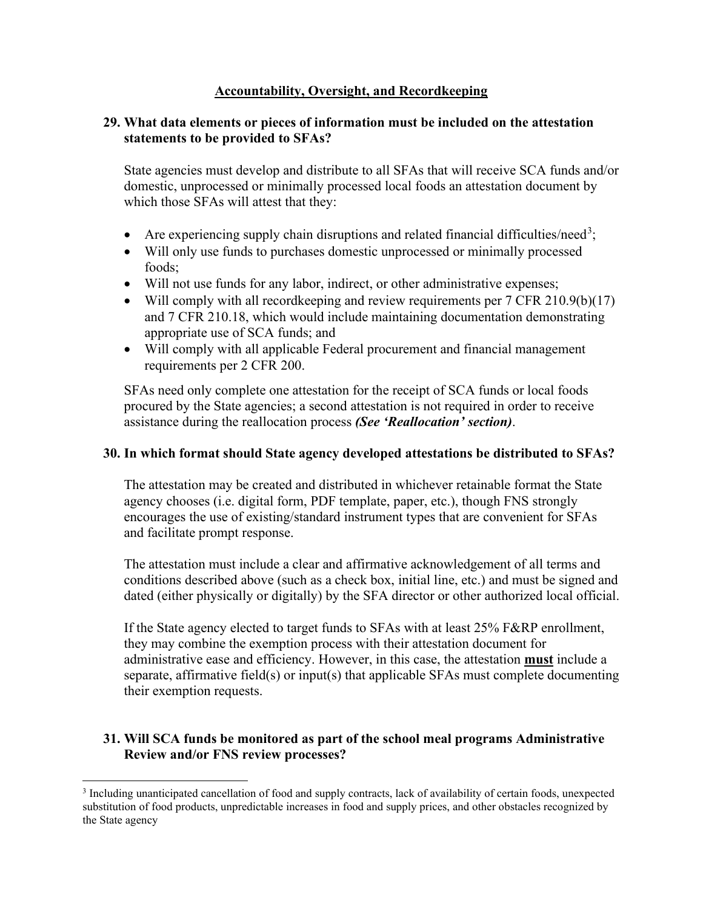## Accountability, Oversight, and Recordkeeping

### 29. What data elements or pieces of information must be included on the attestation statements to be provided to SFAs?

State agencies must develop and distribute to all SFAs that will receive SCA funds and/or domestic, unprocessed or minimally processed local foods an attestation document by which those SFAs will attest that they:

- Are experiencing supply chain disruptions and related financial difficulties/need[3];
- Will only use funds to purchases domestic unprocessed or minimally processed foods;
- Will not use funds for any labor, indirect, or other administrative expenses;
- Will comply with all recordkeeping and review requirements per 7 CFR 210.9(b)(17) and 7 CFR 210.18, which would include maintaining documentation demonstrating appropriate use of SCA funds; and
- Will comply with all applicable Federal procurement and financial management requirements per 2 CFR 200.

SFAs need only complete one attestation for the receipt of SCA funds or local foods procured by the State agencies; a second attestation is not required in order to receive assistance during the reallocation process ***(See 'Reallocation' section)***.

### 30. In which format should State agency developed attestations be distributed to SFAs?

The attestation may be created and distributed in whichever retainable format the State agency chooses (i.e. digital form, PDF template, paper, etc.), though FNS strongly encourages the use of existing/standard instrument types that are convenient for SFAs and facilitate prompt response.

The attestation must include a clear and affirmative acknowledgement of all terms and conditions described above (such as a check box, initial line, etc.) and must be signed and dated (either physically or digitally) by the SFA director or other authorized local official.

If the State agency elected to target funds to SFAs with at least 25% F&RP enrollment, they may combine the exemption process with their attestation document for administrative ease and efficiency. However, in this case, the attestation **<u>must</u>** include a separate, affirmative field(s) or input(s) that applicable SFAs must complete documenting their exemption requests.

### 31. Will SCA funds be monitored as part of the school meal programs Administrative Review and/or FNS review processes?

[3] Including unanticipated cancellation of food and supply contracts, lack of availability of certain foods, unexpected substitution of food products, unpredictable increases in food and supply prices, and other obstacles recognized by the State agency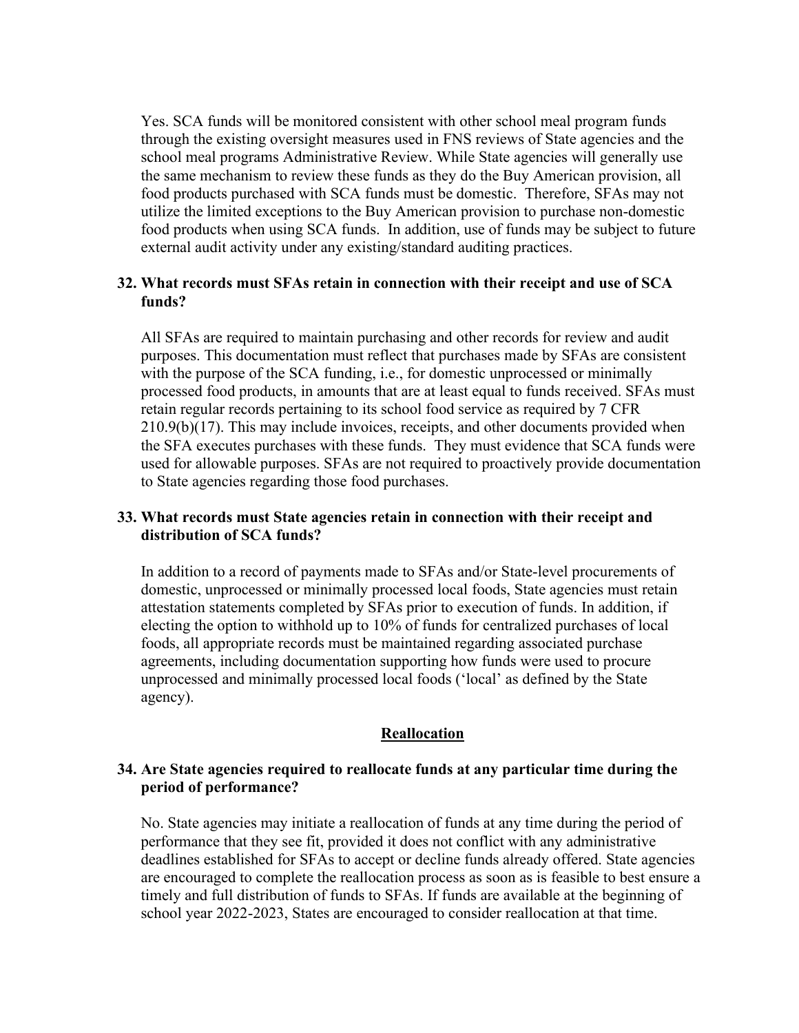Yes. SCA funds will be monitored consistent with other school meal program funds through the existing oversight measures used in FNS reviews of State agencies and the school meal programs Administrative Review. While State agencies will generally use the same mechanism to review these funds as they do the Buy American provision, all food products purchased with SCA funds must be domestic. Therefore, SFAs may not utilize the limited exceptions to the Buy American provision to purchase non-domestic food products when using SCA funds. In addition, use of funds may be subject to future external audit activity under any existing/standard auditing practices.

**32. What records must SFAs retain in connection with their receipt and use of SCA funds?**

All SFAs are required to maintain purchasing and other records for review and audit purposes. This documentation must reflect that purchases made by SFAs are consistent with the purpose of the SCA funding, i.e., for domestic unprocessed or minimally processed food products, in amounts that are at least equal to funds received. SFAs must retain regular records pertaining to its school food service as required by 7 CFR 210.9(b)(17). This may include invoices, receipts, and other documents provided when the SFA executes purchases with these funds. They must evidence that SCA funds were used for allowable purposes. SFAs are not required to proactively provide documentation to State agencies regarding those food purchases.

**33. What records must State agencies retain in connection with their receipt and distribution of SCA funds?**

In addition to a record of payments made to SFAs and/or State-level procurements of domestic, unprocessed or minimally processed local foods, State agencies must retain attestation statements completed by SFAs prior to execution of funds. In addition, if electing the option to withhold up to 10% of funds for centralized purchases of local foods, all appropriate records must be maintained regarding associated purchase agreements, including documentation supporting how funds were used to procure unprocessed and minimally processed local foods ('local' as defined by the State agency).

## Reallocation

**34. Are State agencies required to reallocate funds at any particular time during the period of performance?**

No. State agencies may initiate a reallocation of funds at any time during the period of performance that they see fit, provided it does not conflict with any administrative deadlines established for SFAs to accept or decline funds already offered. State agencies are encouraged to complete the reallocation process as soon as is feasible to best ensure a timely and full distribution of funds to SFAs. If funds are available at the beginning of school year 2022-2023, States are encouraged to consider reallocation at that time.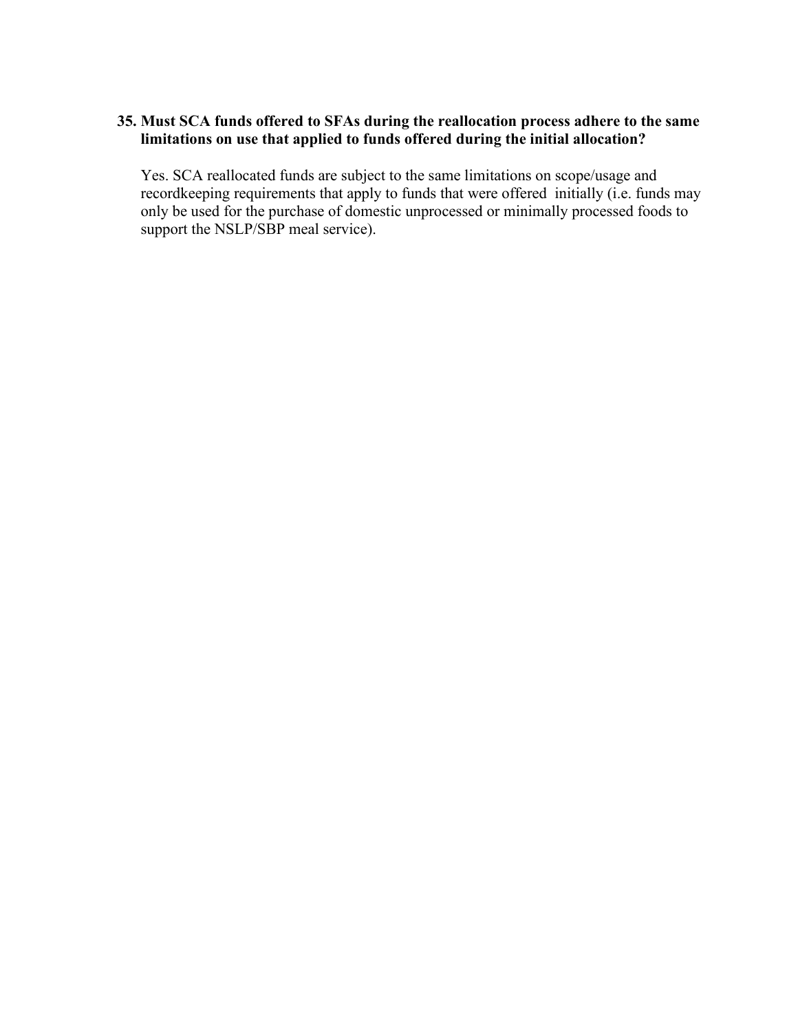**35. Must SCA funds offered to SFAs during the reallocation process adhere to the same limitations on use that applied to funds offered during the initial allocation?**

Yes. SCA reallocated funds are subject to the same limitations on scope/usage and recordkeeping requirements that apply to funds that were offered initially (i.e. funds may only be used for the purchase of domestic unprocessed or minimally processed foods to support the NSLP/SBP meal service).